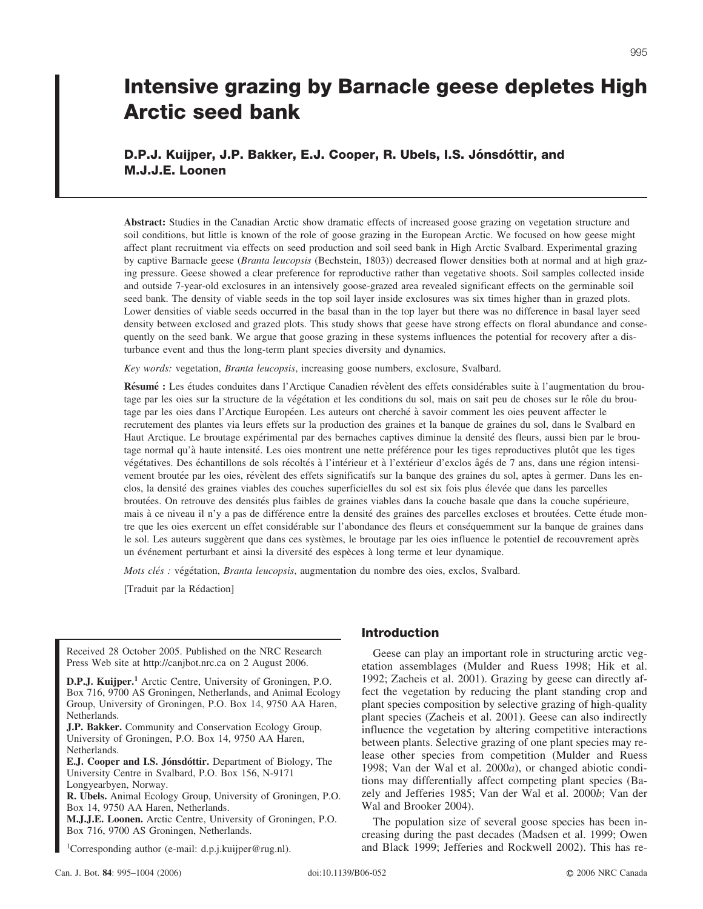# Intensive grazing by Barnacle geese depletes High Arctic seed bank

**D.P.J. Kuijper, J.P. Bakker, E.J. Cooper, R. Ubels, I.S. Jónsdóttir, and M.J.J.E. Loonen**

**Abstract:** Studies in the Canadian Arctic show dramatic effects of increased goose grazing on vegetation structure and soil conditions, but little is known of the role of goose grazing in the European Arctic. We focused on how geese might affect plant recruitment via effects on seed production and soil seed bank in High Arctic Svalbard. Experimental grazing by captive Barnacle geese (*Branta leucopsis* (Bechstein, 1803)) decreased flower densities both at normal and at high grazing pressure. Geese showed a clear preference for reproductive rather than vegetative shoots. Soil samples collected inside and outside 7-year-old exclosures in an intensively goose-grazed area revealed significant effects on the germinable soil seed bank. The density of viable seeds in the top soil layer inside exclosures was six times higher than in grazed plots. Lower densities of viable seeds occurred in the basal than in the top layer but there was no difference in basal layer seed density between exclosed and grazed plots. This study shows that geese have strong effects on floral abundance and consequently on the seed bank. We argue that goose grazing in these systems influences the potential for recovery after a disturbance event and thus the long-term plant species diversity and dynamics.

*Key words:* vegetation, *Branta leucopsis*, increasing goose numbers, exclosure, Svalbard.

**Résumé :** Les études conduites dans l'Arctique Canadien révèlent des effets considérables suite à l'augmentation du broutage par les oies sur la structure de la végétation et les conditions du sol, mais on sait peu de choses sur le rôle du broutage par les oies dans l'Arctique Européen. Les auteurs ont cherché à savoir comment les oies peuvent affecter le recrutement des plantes via leurs effets sur la production des graines et la banque de graines du sol, dans le Svalbard en Haut Arctique. Le broutage expérimental par des bernaches captives diminue la densité des fleurs, aussi bien par le broutage normal qu'à haute intensité. Les oies montrent une nette préférence pour les tiges reproductives plutôt que les tiges végétatives. Des échantillons de sols récoltés à l'intérieur et à l'extérieur d'exclos âgés de 7 ans, dans une région intensivement broutée par les oies, révèlent des effets significatifs sur la banque des graines du sol, aptes à germer. Dans les enclos, la densité des graines viables des couches superficielles du sol est six fois plus élevée que dans les parcelles broutées. On retrouve des densités plus faibles de graines viables dans la couche basale que dans la couche supérieure, mais à ce niveau il n'y a pas de différence entre la densité des graines des parcelles excloses et broutées. Cette étude montre que les oies exercent un effet considérable sur l'abondance des fleurs et conséquemment sur la banque de graines dans le sol. Les auteurs suggèrent que dans ces systèmes, le broutage par les oies influence le potentiel de recouvrement après un événement perturbant et ainsi la diversité des espèces à long terme et leur dynamique.

*Mots clés :* végétation, *Branta leucopsis*, augmentation du nombre des oies, exclos, Svalbard.

[Traduit par la Rédaction]

Received 28 October 2005. Published on the NRC Research Press Web site at http://canjbot.nrc.ca on 2 August 2006.

**D.P.J. Kuijper.**[1] Arctic Centre, University of Groningen, P.O. Box 716, 9700 AS Groningen, Netherlands, and Animal Ecology Group, University of Groningen, P.O. Box 14, 9750 AA Haren, Netherlands.
**J.P. Bakker.** Community and Conservation Ecology Group, University of Groningen, P.O. Box 14, 9750 AA Haren, Netherlands.
**E.J. Cooper and I.S. Jónsdóttir.** Department of Biology, The University Centre in Svalbard, P.O. Box 156, N-9171 Longyearbyen, Norway.
**R. Ubels.** Animal Ecology Group, University of Groningen, P.O. Box 14, 9750 AA Haren, Netherlands.
**M.J.J.E. Loonen.** Arctic Centre, University of Groningen, P.O. Box 716, 9700 AS Groningen, Netherlands.

[1]Corresponding author (e-mail: d.p.j.kuijper@rug.nl).

## Introduction

Geese can play an important role in structuring arctic vegetation assemblages (Mulder and Ruess 1998; Hik et al. 1992; Zacheis et al. 2001). Grazing by geese can directly affect the vegetation by reducing the plant standing crop and plant species composition by selective grazing of high-quality plant species (Zacheis et al. 2001). Geese can also indirectly influence the vegetation by altering competitive interactions between plants. Selective grazing of one plant species may release other species from competition (Mulder and Ruess 1998; Van der Wal et al. 2000*a*), or changed abiotic conditions may differentially affect competing plant species (Bazely and Jefferies 1985; Van der Wal et al. 2000*b*; Van der Wal and Brooker 2004).

The population size of several goose species has been increasing during the past decades (Madsen et al. 1999; Owen and Black 1999; Jefferies and Rockwell 2002). This has re-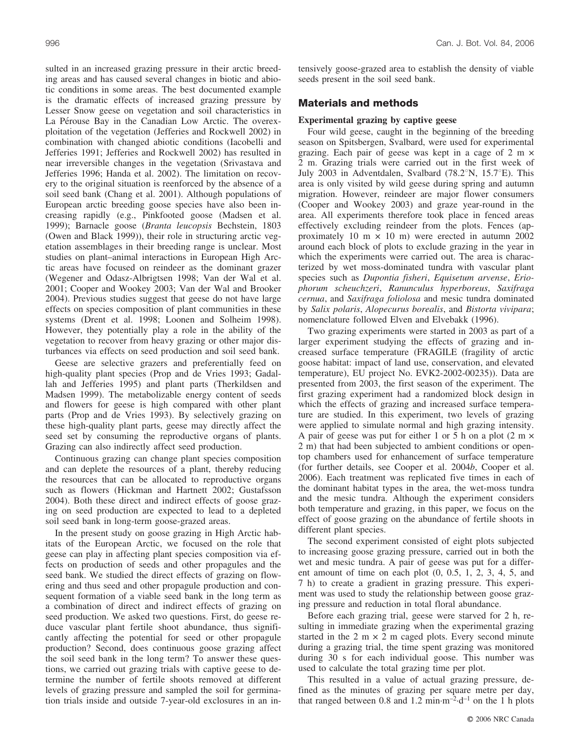sulted in an increased grazing pressure in their arctic breeding areas and has caused several changes in biotic and abiotic conditions in some areas. The best documented example is the dramatic effects of increased grazing pressure by Lesser Snow geese on vegetation and soil characteristics in La Pérouse Bay in the Canadian Low Arctic. The overexploitation of the vegetation (Jefferies and Rockwell 2002) in combination with changed abiotic conditions (Iacobelli and Jefferies 1991; Jefferies and Rockwell 2002) has resulted in near irreversible changes in the vegetation (Srivastava and Jefferies 1996; Handa et al. 2002). The limitation on recovery to the original situation is reenforced by the absence of a soil seed bank (Chang et al. 2001). Although populations of European arctic breeding goose species have also been increasing rapidly (e.g., Pinkfooted goose (Madsen et al. 1999); Barnacle goose (*Branta leucopsis* Bechstein, 1803 (Owen and Black 1999)), their role in structuring arctic vegetation assemblages in their breeding range is unclear. Most studies on plant–animal interactions in European High Arctic areas have focused on reindeer as the dominant grazer (Wegener and Odasz-Albrigtsen 1998; Van der Wal et al. 2001; Cooper and Wookey 2003; Van der Wal and Brooker 2004). Previous studies suggest that geese do not have large effects on species composition of plant communities in these systems (Drent et al. 1998; Loonen and Solheim 1998). However, they potentially play a role in the ability of the vegetation to recover from heavy grazing or other major disturbances via effects on seed production and soil seed bank.

Geese are selective grazers and preferentially feed on high-quality plant species (Prop and de Vries 1993; Gadallah and Jefferies 1995) and plant parts (Therkildsen and Madsen 1999). The metabolizable energy content of seeds and flowers for geese is high compared with other plant parts (Prop and de Vries 1993). By selectively grazing on these high-quality plant parts, geese may directly affect the seed set by consuming the reproductive organs of plants. Grazing can also indirectly affect seed production.

Continuous grazing can change plant species composition and can deplete the resources of a plant, thereby reducing the resources that can be allocated to reproductive organs such as flowers (Hickman and Hartnett 2002; Gustafsson 2004). Both these direct and indirect effects of goose grazing on seed production are expected to lead to a depleted soil seed bank in long-term goose-grazed areas.

In the present study on goose grazing in High Arctic habitats of the European Arctic, we focused on the role that geese can play in affecting plant species composition via effects on production of seeds and other propagules and the seed bank. We studied the direct effects of grazing on flowering and thus seed and other propagule production and consequent formation of a viable seed bank in the long term as a combination of direct and indirect effects of grazing on seed production. We asked two questions. First, do geese reduce vascular plant fertile shoot abundance, thus significantly affecting the potential for seed or other propagule production? Second, does continuous goose grazing affect the soil seed bank in the long term? To answer these questions, we carried out grazing trials with captive geese to determine the number of fertile shoots removed at different levels of grazing pressure and sampled the soil for germination trials inside and outside 7-year-old exclosures in an intensively goose-grazed area to establish the density of viable seeds present in the soil seed bank.

## Materials and methods

### Experimental grazing by captive geese

Four wild geese, caught in the beginning of the breeding season on Spitsbergen, Svalbard, were used for experimental grazing. Each pair of geese was kept in a cage of 2 m × 2 m. Grazing trials were carried out in the first week of July 2003 in Adventdalen, Svalbard (78.2°N, 15.7°E). This area is only visited by wild geese during spring and autumn migration. However, reindeer are major flower consumers (Cooper and Wookey 2003) and graze year-round in the area. All experiments therefore took place in fenced areas effectively excluding reindeer from the plots. Fences (approximately 10 m × 10 m) were erected in autumn 2002 around each block of plots to exclude grazing in the year in which the experiments were carried out. The area is characterized by wet moss-dominated tundra with vascular plant species such as *Dupontia fisheri*, *Equisetum arvense*, *Eriophorum scheuchzeri*, *Ranunculus hyperboreus*, *Saxifraga cernua*, and *Saxifraga foliolosa* and mesic tundra dominated by *Salix polaris*, *Alopecurus borealis*, and *Bistorta vivipara*; nomenclature followed Elven and Elvebakk (1996).

Two grazing experiments were started in 2003 as part of a larger experiment studying the effects of grazing and increased surface temperature (FRAGILE (fragility of arctic goose habitat: impact of land use, conservation, and elevated temperature), EU project No. EVK2-2002-00235)). Data are presented from 2003, the first season of the experiment. The first grazing experiment had a randomized block design in which the effects of grazing and increased surface temperature are studied. In this experiment, two levels of grazing were applied to simulate normal and high grazing intensity. A pair of geese was put for either 1 or 5 h on a plot (2 m × 2 m) that had been subjected to ambient conditions or open-top chambers used for enhancement of surface temperature (for further details, see Cooper et al. 2004*b*, Cooper et al. 2006). Each treatment was replicated five times in each of the dominant habitat types in the area, the wet-moss tundra and the mesic tundra. Although the experiment considers both temperature and grazing, in this paper, we focus on the effect of goose grazing on the abundance of fertile shoots in different plant species.

The second experiment consisted of eight plots subjected to increasing goose grazing pressure, carried out in both the wet and mesic tundra. A pair of geese was put for a different amount of time on each plot (0, 0.5, 1, 2, 3, 4, 5, and 7 h) to create a gradient in grazing pressure. This experiment was used to study the relationship between goose grazing pressure and reduction in total floral abundance.

Before each grazing trial, geese were starved for 2 h, resulting in immediate grazing when the experimental grazing started in the 2 m × 2 m caged plots. Every second minute during a grazing trial, the time spent grazing was monitored during 30 s for each individual goose. This number was used to calculate the total grazing time per plot.

This resulted in a value of actual grazing pressure, defined as the minutes of grazing per square metre per day, that ranged between 0.8 and 1.2 $\text{min}\cdot\text{m}^{-2}\cdot\text{d}^{-1}$ on the 1 h plots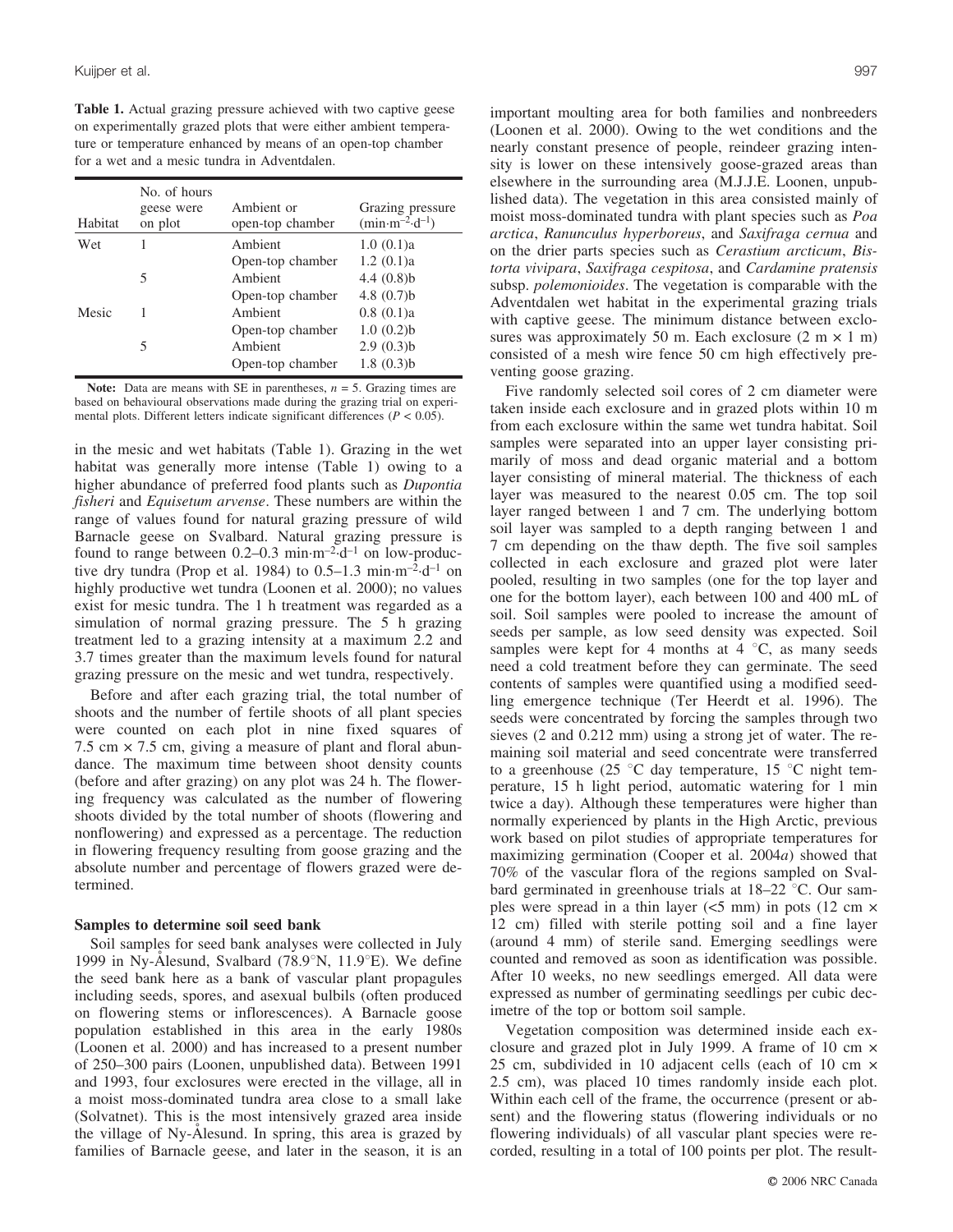**Table 1.** Actual grazing pressure achieved with two captive geese on experimentally grazed plots that were either ambient temperature or temperature enhanced by means of an open-top chamber for a wet and a mesic tundra in Adventdalen.

| Habitat | No. of hours geese were on plot | Ambient or open-top chamber | Grazing pressure ($\mathrm{min \cdot m^{-2} \cdot d^{-1}}$) |
|---|---|---|---|
| Wet | 1 | Ambient | 1.0 (0.1)a |
| | | Open-top chamber | 1.2 (0.1)a |
| | 5 | Ambient | 4.4 (0.8)b |
| | | Open-top chamber | 4.8 (0.7)b |
| Mesic | 1 | Ambient | 0.8 (0.1)a |
| | | Open-top chamber | 1.0 (0.2)b |
| | 5 | Ambient | 2.9 (0.3)b |
| | | Open-top chamber | 1.8 (0.3)b |

**Note:** Data are means with SE in parentheses, $n = 5$. Grazing times are based on behavioural observations made during the grazing trial on experimental plots. Different letters indicate significant differences ($P < 0.05$).

in the mesic and wet habitats (Table 1). Grazing in the wet habitat was generally more intense (Table 1) owing to a higher abundance of preferred food plants such as *Dupontia fisheri* and *Equisetum arvense*. These numbers are within the range of values found for natural grazing pressure of wild Barnacle geese on Svalbard. Natural grazing pressure is found to range between 0.2–0.3 $\mathrm{min \cdot m^{-2} \cdot d^{-1}}$ on low-productive dry tundra (Prop et al. 1984) to 0.5–1.3 $\mathrm{min \cdot m^{-2} \cdot d^{-1}}$ on highly productive wet tundra (Loonen et al. 2000); no values exist for mesic tundra. The 1 h treatment was regarded as a simulation of normal grazing pressure. The 5 h grazing treatment led to a grazing intensity at a maximum 2.2 and 3.7 times greater than the maximum levels found for natural grazing pressure on the mesic and wet tundra, respectively.

Before and after each grazing trial, the total number of shoots and the number of fertile shoots of all plant species were counted on each plot in nine fixed squares of 7.5 cm × 7.5 cm, giving a measure of plant and floral abundance. The maximum time between shoot density counts (before and after grazing) on any plot was 24 h. The flowering frequency was calculated as the number of flowering shoots divided by the total number of shoots (flowering and nonflowering) and expressed as a percentage. The reduction in flowering frequency resulting from goose grazing and the absolute number and percentage of flowers grazed were determined.

### Samples to determine soil seed bank

Soil samples for seed bank analyses were collected in July 1999 in Ny-Ålesund, Svalbard (78.9°N, 11.9°E). We define the seed bank here as a bank of vascular plant propagules including seeds, spores, and asexual bulbils (often produced on flowering stems or inflorescences). A Barnacle goose population established in this area in the early 1980s (Loonen et al. 2000) and has increased to a present number of 250–300 pairs (Loonen, unpublished data). Between 1991 and 1993, four exclosures were erected in the village, all in a moist moss-dominated tundra area close to a small lake (Solvatnet). This is the most intensively grazed area inside the village of Ny-Ålesund. In spring, this area is grazed by families of Barnacle geese, and later in the season, it is an important moulting area for both families and nonbreeders (Loonen et al. 2000). Owing to the wet conditions and the nearly constant presence of people, reindeer grazing intensity is lower on these intensively goose-grazed areas than elsewhere in the surrounding area (M.J.J.E. Loonen, unpublished data). The vegetation in this area consisted mainly of moist moss-dominated tundra with plant species such as *Poa arctica*, *Ranunculus hyperboreus*, and *Saxifraga cernua* and on the drier parts species such as *Cerastium arcticum*, *Bistorta vivipara*, *Saxifraga cespitosa*, and *Cardamine pratensis* subsp. *polemonioides*. The vegetation is comparable with the Adventdalen wet habitat in the experimental grazing trials with captive geese. The minimum distance between exclosures was approximately 50 m. Each exclosure (2 m × 1 m) consisted of a mesh wire fence 50 cm high effectively preventing goose grazing.

Five randomly selected soil cores of 2 cm diameter were taken inside each exclosure and in grazed plots within 10 m from each exclosure within the same wet tundra habitat. Soil samples were separated into an upper layer consisting primarily of moss and dead organic material and a bottom layer consisting of mineral material. The thickness of each layer was measured to the nearest 0.05 cm. The top soil layer ranged between 1 and 7 cm. The underlying bottom soil layer was sampled to a depth ranging between 1 and 7 cm depending on the thaw depth. The five soil samples collected in each exclosure and grazed plot were later pooled, resulting in two samples (one for the top layer and one for the bottom layer), each between 100 and 400 mL of soil. Soil samples were pooled to increase the amount of seeds per sample, as low seed density was expected. Soil samples were kept for 4 months at 4 °C, as many seeds need a cold treatment before they can germinate. The seed contents of samples were quantified using a modified seedling emergence technique (Ter Heerdt et al. 1996). The seeds were concentrated by forcing the samples through two sieves (2 and 0.212 mm) using a strong jet of water. The remaining soil material and seed concentrate were transferred to a greenhouse (25 °C day temperature, 15 °C night temperature, 15 h light period, automatic watering for 1 min twice a day). Although these temperatures were higher than normally experienced by plants in the High Arctic, previous work based on pilot studies of appropriate temperatures for maximizing germination (Cooper et al. 2004*a*) showed that 70% of the vascular flora of the regions sampled on Svalbard germinated in greenhouse trials at 18–22 °C. Our samples were spread in a thin layer (<5 mm) in pots (12 cm × 12 cm) filled with sterile potting soil and a fine layer (around 4 mm) of sterile sand. Emerging seedlings were counted and removed as soon as identification was possible. After 10 weeks, no new seedlings emerged. All data were expressed as number of germinating seedlings per cubic decimetre of the top or bottom soil sample.

Vegetation composition was determined inside each exclosure and grazed plot in July 1999. A frame of 10 cm × 25 cm, subdivided in 10 adjacent cells (each of 10 cm × 2.5 cm), was placed 10 times randomly inside each plot. Within each cell of the frame, the occurrence (present or absent) and the flowering status (flowering individuals or no flowering individuals) of all vascular plant species were recorded, resulting in a total of 100 points per plot. The result-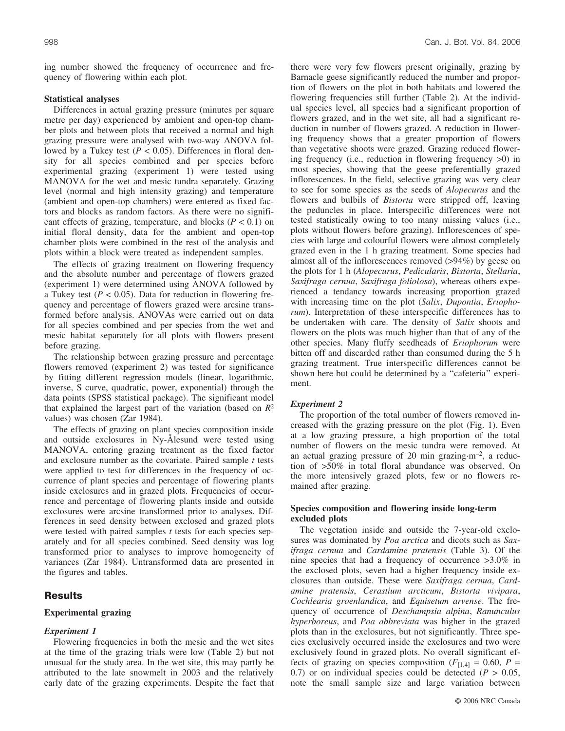ing number showed the frequency of occurrence and frequency of flowering within each plot.

### Statistical analyses

Differences in actual grazing pressure (minutes per square metre per day) experienced by ambient and open-top chamber plots and between plots that received a normal and high grazing pressure were analysed with two-way ANOVA followed by a Tukey test ($P < 0.05$). Differences in floral density for all species combined and per species before experimental grazing (experiment 1) were tested using MANOVA for the wet and mesic tundra separately. Grazing level (normal and high intensity grazing) and temperature (ambient and open-top chambers) were entered as fixed factors and blocks as random factors. As there were no significant effects of grazing, temperature, and blocks ($P < 0.1$) on initial floral density, data for the ambient and open-top chamber plots were combined in the rest of the analysis and plots within a block were treated as independent samples.

The effects of grazing treatment on flowering frequency and the absolute number and percentage of flowers grazed (experiment 1) were determined using ANOVA followed by a Tukey test ($P < 0.05$). Data for reduction in flowering frequency and percentage of flowers grazed were arcsine transformed before analysis. ANOVAs were carried out on data for all species combined and per species from the wet and mesic habitat separately for all plots with flowers present before grazing.

The relationship between grazing pressure and percentage flowers removed (experiment 2) was tested for significance by fitting different regression models (linear, logarithmic, inverse, S curve, quadratic, power, exponential) through the data points (SPSS statistical package). The significant model that explained the largest part of the variation (based on $R^2$ values) was chosen (Zar 1984).

The effects of grazing on plant species composition inside and outside exclosures in Ny-Ålesund were tested using MANOVA, entering grazing treatment as the fixed factor and exclosure number as the covariate. Paired sample $t$ tests were applied to test for differences in the frequency of occurrence of plant species and percentage of flowering plants inside exclosures and in grazed plots. Frequencies of occurrence and percentage of flowering plants inside and outside exclosures were arcsine transformed prior to analyses. Differences in seed density between exclosed and grazed plots were tested with paired samples $t$ tests for each species separately and for all species combined. Seed density was log transformed prior to analyses to improve homogeneity of variances (Zar 1984). Untransformed data are presented in the figures and tables.

## Results

### Experimental grazing

#### *Experiment 1*

Flowering frequencies in both the mesic and the wet sites at the time of the grazing trials were low (Table 2) but not unusual for the study area. In the wet site, this may partly be attributed to the late snowmelt in 2003 and the relatively early date of the grazing experiments. Despite the fact that there were very few flowers present originally, grazing by Barnacle geese significantly reduced the number and proportion of flowers on the plot in both habitats and lowered the flowering frequencies still further (Table 2). At the individual species level, all species had a significant proportion of flowers grazed, and in the wet site, all had a significant reduction in number of flowers grazed. A reduction in flowering frequency shows that a greater proportion of flowers than vegetative shoots were grazed. Grazing reduced flowering frequency (i.e., reduction in flowering frequency >0) in most species, showing that the geese preferentially grazed inflorescences. In the field, selective grazing was very clear to see for some species as the seeds of *Alopecurus* and the flowers and bulbils of *Bistorta* were stripped off, leaving the peduncles in place. Interspecific differences were not tested statistically owing to too many missing values (i.e., plots without flowers before grazing). Inflorescences of species with large and colourful flowers were almost completely grazed even in the 1 h grazing treatment. Some species had almost all of the inflorescences removed (>94%) by geese on the plots for 1 h (*Alopecurus*, *Pedicularis*, *Bistorta*, *Stellaria*, *Saxifraga cernua*, *Saxifraga foliolosa*), whereas others experienced a tendancy towards increasing proportion grazed with increasing time on the plot (*Salix*, *Dupontia*, *Eriophorum*). Interpretation of these interspecific differences has to be undertaken with care. The density of *Salix* shoots and flowers on the plots was much higher than that of any of the other species. Many fluffy seedheads of *Eriophorum* were bitten off and discarded rather than consumed during the 5 h grazing treatment. True interspecific differences cannot be shown here but could be determined by a "cafeteria" experiment.

#### *Experiment 2*

The proportion of the total number of flowers removed increased with the grazing pressure on the plot (Fig. 1). Even at a low grazing pressure, a high proportion of the total number of flowers on the mesic tundra were removed. At an actual grazing pressure of 20 min grazing·m$^{-2}$, a reduction of >50% in total floral abundance was observed. On the more intensively grazed plots, few or no flowers remained after grazing.

### Species composition and flowering inside long-term excluded plots

The vegetation inside and outside the 7-year-old exclosures was dominated by *Poa arctica* and dicots such as *Saxifraga cernua* and *Cardamine pratensis* (Table 3). Of the nine species that had a frequency of occurrence >3.0% in the exclosed plots, seven had a higher frequency inside exclosures than outside. These were *Saxifraga cernua*, *Cardamine pratensis*, *Cerastium arcticum*, *Bistorta vivipara*, *Cochlearia groenlandica*, and *Equisetum arvense*. The frequency of occurrence of *Deschampsia alpina*, *Ranunculus hyperboreus*, and *Poa abbreviata* was higher in the grazed plots than in the exclosures, but not significantly. Three species exclusively occurred inside the exclosures and two were exclusively found in grazed plots. No overall significant effects of grazing on species composition ($F_{[1,4]} = 0.60$, $P = 0.7$) or on individual species could be detected ($P > 0.05$, note the small sample size and large variation between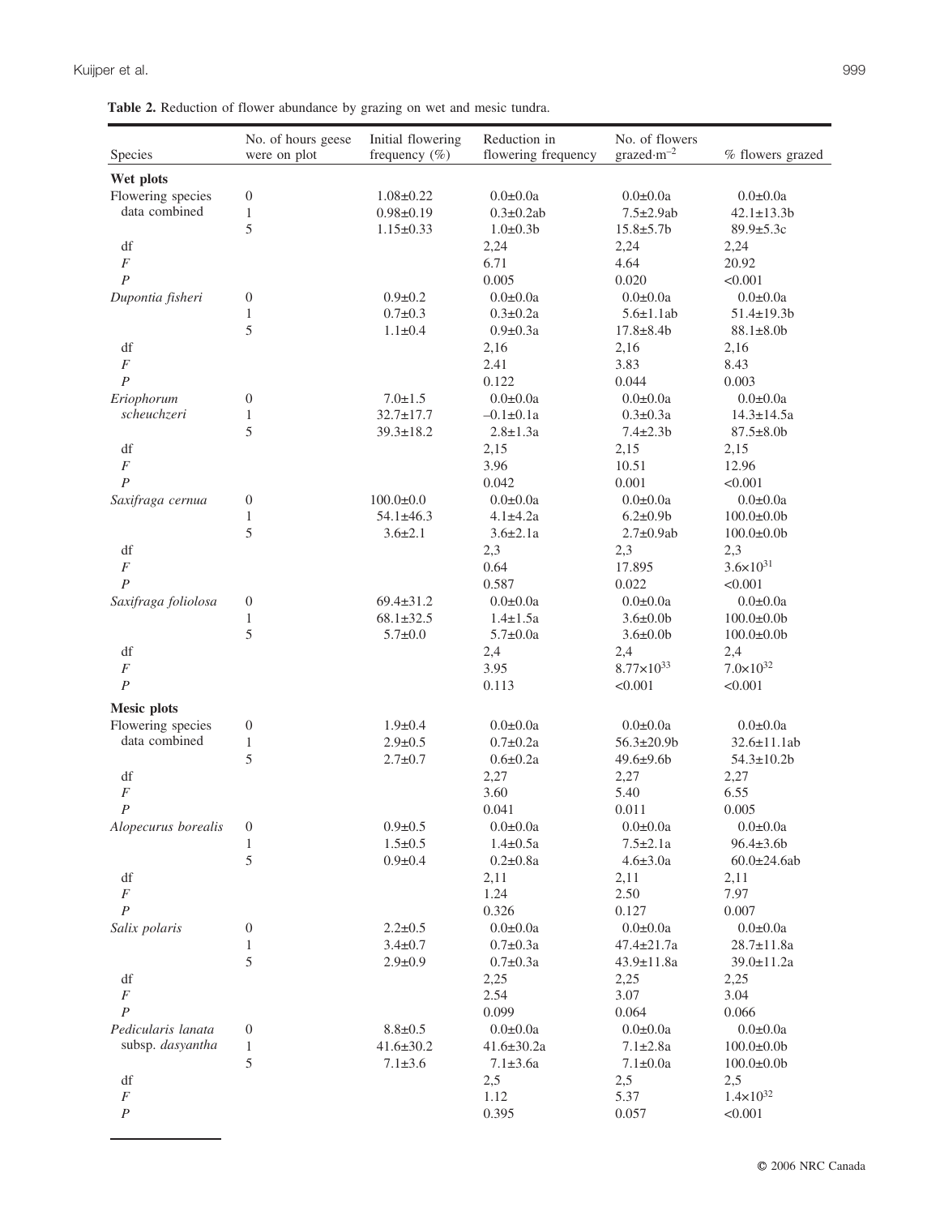**Table 2.** Reduction of flower abundance by grazing on wet and mesic tundra.

| Species | No. of hours geese were on plot | Initial flowering frequency (%) | Reduction in flowering frequency | No. of flowers grazed·m$^{-2}$ | % flowers grazed |
|---|---|---|---|---|---|
| **Wet plots** | | | | | |
| Flowering species data combined | 0 | 1.08±0.22 | 0.0±0.0a | 0.0±0.0a | 0.0±0.0a |
| | 1 | 0.98±0.19 | 0.3±0.2ab | 7.5±2.9ab | 42.1±13.3b |
| | 5 | 1.15±0.33 | 1.0±0.3b | 15.8±5.7b | 89.9±5.3c |
| df | | | 2,24 | 2,24 | 2,24 |
| $F$ | | | 6.71 | 4.64 | 20.92 |
| $P$ | | | 0.005 | 0.020 | <0.001 |
| *Dupontia fisheri* | 0 | 0.9±0.2 | 0.0±0.0a | 0.0±0.0a | 0.0±0.0a |
| | 1 | 0.7±0.3 | 0.3±0.2a | 5.6±1.1ab | 51.4±19.3b |
| | 5 | 1.1±0.4 | 0.9±0.3a | 17.8±8.4b | 88.1±8.0b |
| df | | | 2,16 | 2,16 | 2,16 |
| $F$ | | | 2.41 | 3.83 | 8.43 |
| $P$ | | | 0.122 | 0.044 | 0.003 |
| *Eriophorum scheuchzeri* | 0 | 7.0±1.5 | 0.0±0.0a | 0.0±0.0a | 0.0±0.0a |
| | 1 | 32.7±17.7 | –0.1±0.1a | 0.3±0.3a | 14.3±14.5a |
| | 5 | 39.3±18.2 | 2.8±1.3a | 7.4±2.3b | 87.5±8.0b |
| df | | | 2,15 | 2,15 | 2,15 |
| $F$ | | | 3.96 | 10.51 | 12.96 |
| $P$ | | | 0.042 | 0.001 | <0.001 |
| *Saxifraga cernua* | 0 | 100.0±0.0 | 0.0±0.0a | 0.0±0.0a | 0.0±0.0a |
| | 1 | 54.1±46.3 | 4.1±4.2a | 6.2±0.9b | 100.0±0.0b |
| | 5 | 3.6±2.1 | 3.6±2.1a | 2.7±0.9ab | 100.0±0.0b |
| df | | | 2,3 | 2,3 | 2,3 |
| $F$ | | | 0.64 | 17.895 | $3.6\times10^{31}$ |
| $P$ | | | 0.587 | 0.022 | <0.001 |
| *Saxifraga foliolosa* | 0 | 69.4±31.2 | 0.0±0.0a | 0.0±0.0a | 0.0±0.0a |
| | 1 | 68.1±32.5 | 1.4±1.5a | 3.6±0.0b | 100.0±0.0b |
| | 5 | 5.7±0.0 | 5.7±0.0a | 3.6±0.0b | 100.0±0.0b |
| df | | | 2,4 | 2,4 | 2,4 |
| $F$ | | | 3.95 | $8.77\times10^{33}$ | $7.0\times10^{32}$ |
| $P$ | | | 0.113 | <0.001 | <0.001 |
| **Mesic plots** | | | | | |
| Flowering species data combined | 0 | 1.9±0.4 | 0.0±0.0a | 0.0±0.0a | 0.0±0.0a |
| | 1 | 2.9±0.5 | 0.7±0.2a | 56.3±20.9b | 32.6±11.1ab |
| | 5 | 2.7±0.7 | 0.6±0.2a | 49.6±9.6b | 54.3±10.2b |
| df | | | 2,27 | 2,27 | 2,27 |
| $F$ | | | 3.60 | 5.40 | 6.55 |
| $P$ | | | 0.041 | 0.011 | 0.005 |
| *Alopecurus borealis* | 0 | 0.9±0.5 | 0.0±0.0a | 0.0±0.0a | 0.0±0.0a |
| | 1 | 1.5±0.5 | 1.4±0.5a | 7.5±2.1a | 96.4±3.6b |
| | 5 | 0.9±0.4 | 0.2±0.8a | 4.6±3.0a | 60.0±24.6ab |
| df | | | 2,11 | 2,11 | 2,11 |
| $F$ | | | 1.24 | 2.50 | 7.97 |
| $P$ | | | 0.326 | 0.127 | 0.007 |
| *Salix polaris* | 0 | 2.2±0.5 | 0.0±0.0a | 0.0±0.0a | 0.0±0.0a |
| | 1 | 3.4±0.7 | 0.7±0.3a | 47.4±21.7a | 28.7±11.8a |
| | 5 | 2.9±0.9 | 0.7±0.3a | 43.9±11.8a | 39.0±11.2a |
| df | | | 2,25 | 2,25 | 2,25 |
| $F$ | | | 2.54 | 3.07 | 3.04 |
| $P$ | | | 0.099 | 0.064 | 0.066 |
| *Pedicularis lanata* subsp. *dasyantha* | 0 | 8.8±0.5 | 0.0±0.0a | 0.0±0.0a | 0.0±0.0a |
| | 1 | 41.6±30.2 | 41.6±30.2a | 7.1±2.8a | 100.0±0.0b |
| | 5 | 7.1±3.6 | 7.1±3.6a | 7.1±0.0a | 100.0±0.0b |
| df | | | 2,5 | 2,5 | 2,5 |
| $F$ | | | 1.12 | 5.37 | $1.4\times10^{32}$ |
| $P$ | | | 0.395 | 0.057 | <0.001 |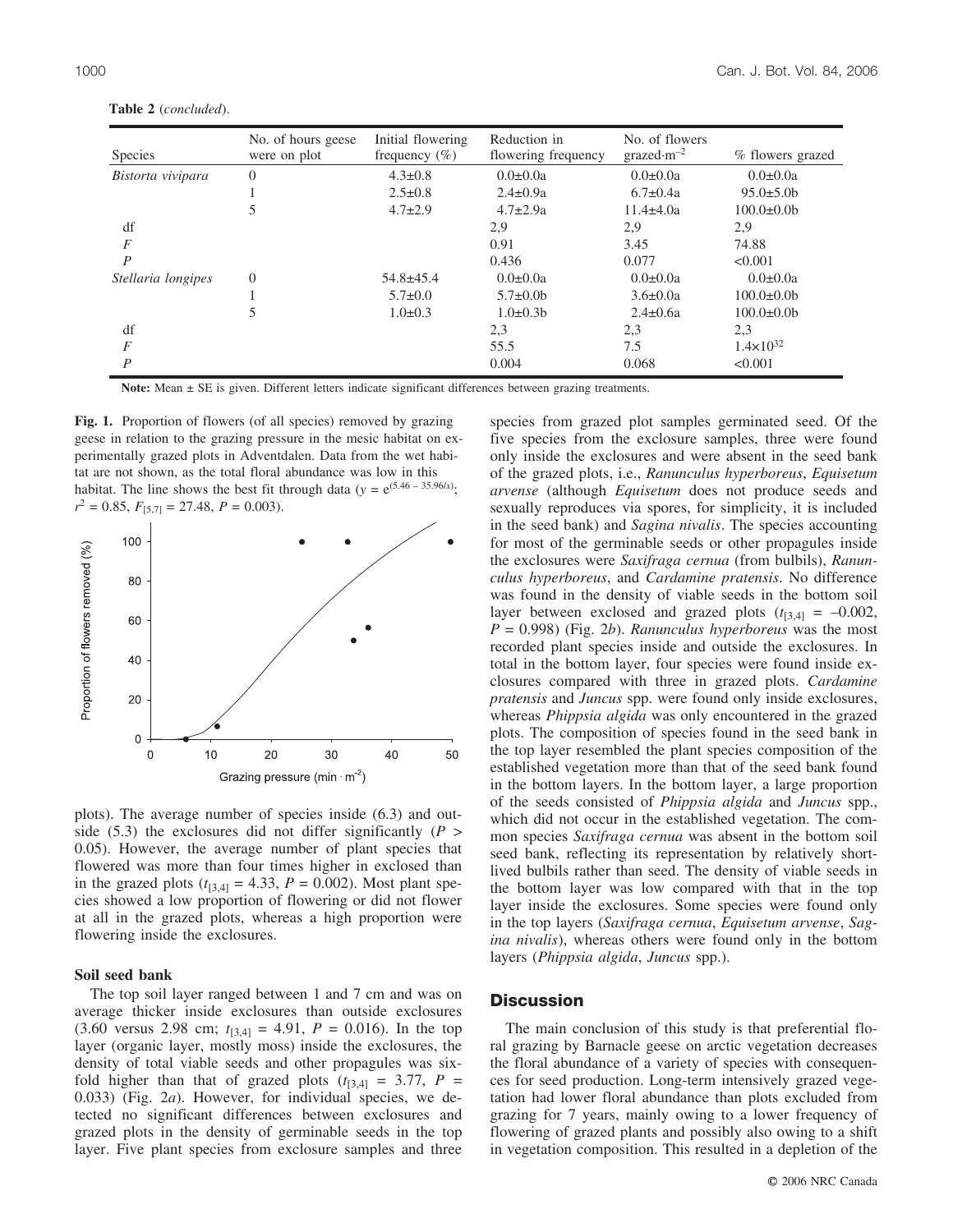**Table 2** (*concluded*).

| Species | No. of hours geese were on plot | Initial flowering frequency (%) | Reduction in flowering frequency | No. of flowers grazed·m$^{-2}$ | % flowers grazed |
|---|---|---|---|---|---|
| *Bistorta vivipara* | 0 | 4.3±0.8 | 0.0±0.0a | 0.0±0.0a | 0.0±0.0a |
| | 1 | 2.5±0.8 | 2.4±0.9a | 6.7±0.4a | 95.0±5.0b |
| | 5 | 4.7±2.9 | 4.7±2.9a | 11.4±4.0a | 100.0±0.0b |
| df | | | 2,9 | 2,9 | 2,9 |
| *F* | | | 0.91 | 3.45 | 74.88 |
| *P* | | | 0.436 | 0.077 | <0.001 |
| *Stellaria longipes* | 0 | 54.8±45.4 | 0.0±0.0a | 0.0±0.0a | 0.0±0.0a |
| | 1 | 5.7±0.0 | 5.7±0.0b | 3.6±0.0a | 100.0±0.0b |
| | 5 | 1.0±0.3 | 1.0±0.3b | 2.4±0.6a | 100.0±0.0b |
| df | | | 2,3 | 2,3 | 2,3 |
| *F* | | | 55.5 | 7.5 | $1.4\times10^{32}$ |
| *P* | | | 0.004 | 0.068 | <0.001 |

**Note:** Mean ± SE is given. Different letters indicate significant differences between grazing treatments.

**Fig. 1.** Proportion of flowers (of all species) removed by grazing geese in relation to the grazing pressure in the mesic habitat on experimentally grazed plots in Adventdalen. Data from the wet habitat are not shown, as the total floral abundance was low in this habitat. The line shows the best fit through data ($y = e^{(5.46 - 35.96/x)}$; $r^2 = 0.85$, $F_{[5,7]} = 27.48$, $P = 0.003$).

Proportion of flowers removed (%)
100
80
60
40
20
0
0 10 20 30 40 50
Grazing pressure (min · m$^{-2}$)

plots). The average number of species inside (6.3) and outside (5.3) the exclosures did not differ significantly ($P > 0.05$). However, the average number of plant species that flowered was more than four times higher in exclosed than in the grazed plots ($t_{[3,4]} = 4.33$, $P = 0.002$). Most plant species showed a low proportion of flowering or did not flower at all in the grazed plots, whereas a high proportion were flowering inside the exclosures.

### Soil seed bank

The top soil layer ranged between 1 and 7 cm and was on average thicker inside exclosures than outside exclosures (3.60 versus 2.98 cm; $t_{[3,4]} = 4.91$, $P = 0.016$). In the top layer (organic layer, mostly moss) inside the exclosures, the density of total viable seeds and other propagules was six-fold higher than that of grazed plots ($t_{[3,4]} = 3.77$, $P = 0.033$) (Fig. 2*a*). However, for individual species, we detected no significant differences between exclosures and grazed plots in the density of germinable seeds in the top layer. Five plant species from exclosure samples and three species from grazed plot samples germinated seed. Of the five species from the exclosure samples, three were found only inside the exclosures and were absent in the seed bank of the grazed plots, i.e., *Ranunculus hyperboreus*, *Equisetum arvense* (although *Equisetum* does not produce seeds and sexually reproduces via spores, for simplicity, it is included in the seed bank) and *Sagina nivalis*. The species accounting for most of the germinable seeds or other propagules inside the exclosures were *Saxifraga cernua* (from bulbils), *Ranunculus hyperboreus*, and *Cardamine pratensis*. No difference was found in the density of viable seeds in the bottom soil layer between exclosed and grazed plots ($t_{[3,4]} = -0.002$, $P = 0.998$) (Fig. 2*b*). *Ranunculus hyperboreus* was the most recorded plant species inside and outside the exclosures. In total in the bottom layer, four species were found inside exclosures compared with three in grazed plots. *Cardamine pratensis* and *Juncus* spp. were found only inside exclosures, whereas *Phippsia algida* was only encountered in the grazed plots. The composition of species found in the seed bank in the top layer resembled the plant species composition of the established vegetation more than that of the seed bank found in the bottom layers. In the bottom layer, a large proportion of the seeds consisted of *Phippsia algida* and *Juncus* spp., which did not occur in the established vegetation. The common species *Saxifraga cernua* was absent in the bottom soil seed bank, reflecting its representation by relatively short-lived bulbils rather than seed. The density of viable seeds in the bottom layer was low compared with that in the top layer inside the exclosures. Some species were found only in the top layers (*Saxifraga cernua*, *Equisetum arvense*, *Sagina nivalis*), whereas others were found only in the bottom layers (*Phippsia algida*, *Juncus* spp.).

## Discussion

The main conclusion of this study is that preferential floral grazing by Barnacle geese on arctic vegetation decreases the floral abundance of a variety of species with consequences for seed production. Long-term intensively grazed vegetation had lower floral abundance than plots excluded from grazing for 7 years, mainly owing to a lower frequency of flowering of grazed plants and possibly also owing to a shift in vegetation composition. This resulted in a depletion of the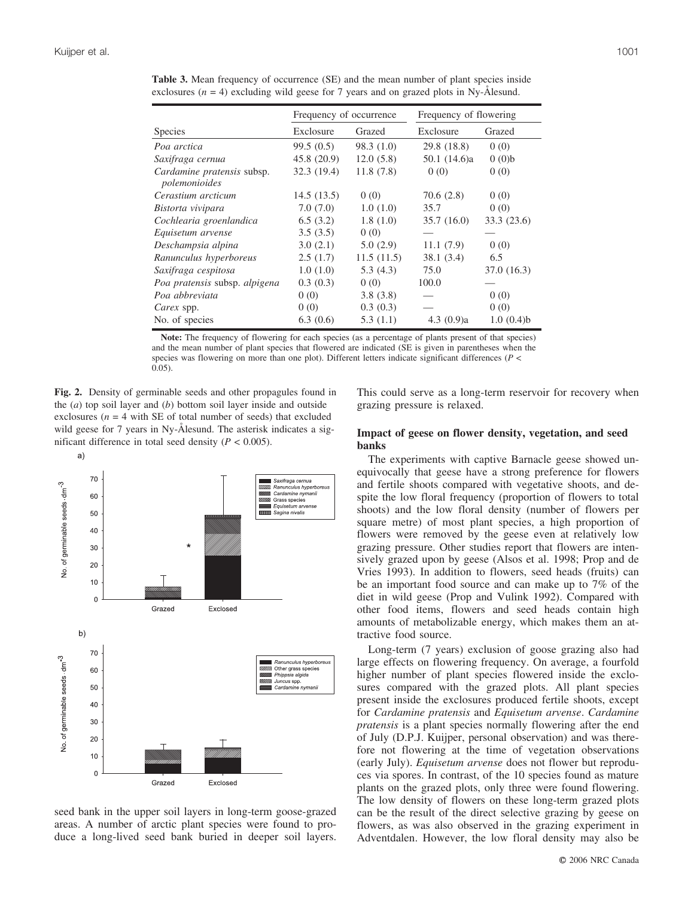**Table 3.** Mean frequency of occurrence (SE) and the mean number of plant species inside exclosures ($n = 4$) excluding wild geese for 7 years and on grazed plots in Ny-Ålesund.

| | Frequency of occurrence | | Frequency of flowering | |
|---|---|---|---|---|
| Species | Exclosure | Grazed | Exclosure | Grazed |
| *Poa arctica* | 99.5 (0.5) | 98.3 (1.0) | 29.8 (18.8) | 0 (0) |
| *Saxifraga cernua* | 45.8 (20.9) | 12.0 (5.8) | 50.1 (14.6)a | 0 (0)b |
| *Cardamine pratensis* subsp. *polemonioides* | 32.3 (19.4) | 11.8 (7.8) | 0 (0) | 0 (0) |
| *Cerastium arcticum* | 14.5 (13.5) | 0 (0) | 70.6 (2.8) | 0 (0) |
| *Bistorta vivipara* | 7.0 (7.0) | 1.0 (1.0) | 35.7 | 0 (0) |
| *Cochlearia groenlandica* | 6.5 (3.2) | 1.8 (1.0) | 35.7 (16.0) | 33.3 (23.6) |
| *Equisetum arvense* | 3.5 (3.5) | 0 (0) | — | — |
| *Deschampsia alpina* | 3.0 (2.1) | 5.0 (2.9) | 11.1 (7.9) | 0 (0) |
| *Ranunculus hyperboreus* | 2.5 (1.7) | 11.5 (11.5) | 38.1 (3.4) | 6.5 |
| *Saxifraga cespitosa* | 1.0 (1.0) | 5.3 (4.3) | 75.0 | 37.0 (16.3) |
| *Poa pratensis* subsp. *alpigena* | 0.3 (0.3) | 0 (0) | 100.0 | — |
| *Poa abbreviata* | 0 (0) | 3.8 (3.8) | — | 0 (0) |
| *Carex* spp. | 0 (0) | 0.3 (0.3) | — | 0 (0) |
| No. of species | 6.3 (0.6) | 5.3 (1.1) | 4.3 (0.9)a | 1.0 (0.4)b |

**Note:** The frequency of flowering for each species (as a percentage of plants present of that species) and the mean number of plant species that flowered are indicated (SE is given in parentheses when the species was flowering on more than one plot). Different letters indicate significant differences ($P < 0.05$).

**Fig. 2.** Density of germinable seeds and other propagules found in the (*a*) top soil layer and (*b*) bottom soil layer inside and outside exclosures ($n = 4$ with SE of total number of seeds) that excluded wild geese for 7 years in Ny-Ålesund. The asterisk indicates a significant difference in total seed density ($P < 0.005$).

seed bank in the upper soil layers in long-term goose-grazed areas. A number of arctic plant species were found to produce a long-lived seed bank buried in deeper soil layers. This could serve as a long-term reservoir for recovery when grazing pressure is relaxed.

### Impact of geese on flower density, vegetation, and seed banks

The experiments with captive Barnacle geese showed unequivocally that geese have a strong preference for flowers and fertile shoots compared with vegetative shoots, and despite the low floral frequency (proportion of flowers to total shoots) and the low floral density (number of flowers per square metre) of most plant species, a high proportion of flowers were removed by the geese even at relatively low grazing pressure. Other studies report that flowers are intensively grazed upon by geese (Alsos et al. 1998; Prop and de Vries 1993). In addition to flowers, seed heads (fruits) can be an important food source and can make up to 7% of the diet in wild geese (Prop and Vulink 1992). Compared with other food items, flowers and seed heads contain high amounts of metabolizable energy, which makes them an attractive food source.

Long-term (7 years) exclusion of goose grazing also had large effects on flowering frequency. On average, a fourfold higher number of plant species flowered inside the exclosures compared with the grazed plots. All plant species present inside the exclosures produced fertile shoots, except for *Cardamine pratensis* and *Equisetum arvense*. *Cardamine pratensis* is a plant species normally flowering after the end of July (D.P.J. Kuijper, personal observation) and was therefore not flowering at the time of vegetation observations (early July). *Equisetum arvense* does not flower but reproduces via spores. In contrast, of the 10 species found as mature plants on the grazed plots, only three were found flowering. The low density of flowers on these long-term grazed plots can be the result of the direct selective grazing by geese on flowers, as was also observed in the grazing experiment in Adventdalen. However, the low floral density may also be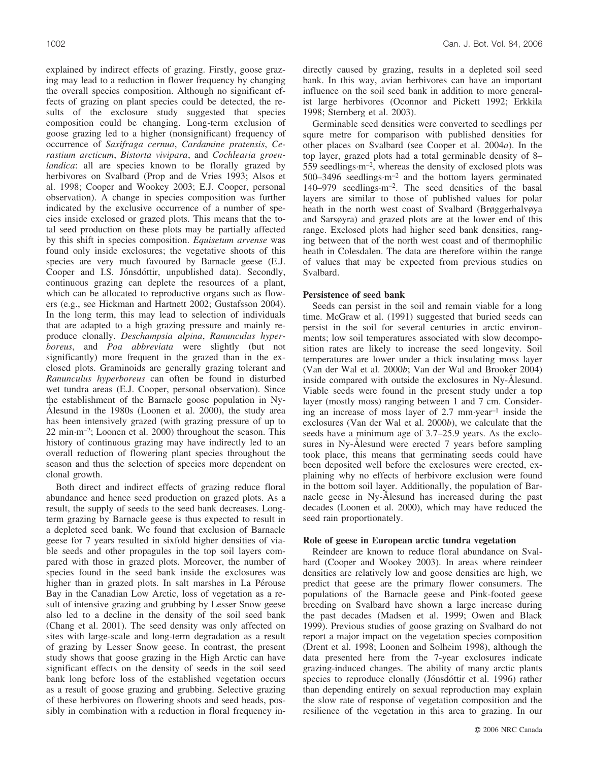explained by indirect effects of grazing. Firstly, goose grazing may lead to a reduction in flower frequency by changing the overall species composition. Although no significant effects of grazing on plant species could be detected, the results of the exclosure study suggested that species composition could be changing. Long-term exclusion of goose grazing led to a higher (nonsignificant) frequency of occurrence of *Saxifraga cernua*, *Cardamine pratensis*, *Cerastium arcticum*, *Bistorta vivipara*, and *Cochlearia groenlandica*: all are species known to be florally grazed by herbivores on Svalbard (Prop and de Vries 1993; Alsos et al. 1998; Cooper and Wookey 2003; E.J. Cooper, personal observation). A change in species composition was further indicated by the exclusive occurrence of a number of species inside exclosed or grazed plots. This means that the total seed production on these plots may be partially affected by this shift in species composition. *Equisetum arvense* was found only inside exclosures; the vegetative shoots of this species are very much favoured by Barnacle geese (E.J. Cooper and I.S. Jónsdóttir, unpublished data). Secondly, continuous grazing can deplete the resources of a plant, which can be allocated to reproductive organs such as flowers (e.g., see Hickman and Hartnett 2002; Gustafsson 2004). In the long term, this may lead to selection of individuals that are adapted to a high grazing pressure and mainly reproduce clonally. *Deschampsia alpina*, *Ranunculus hyperboreus*, and *Poa abbreviata* were slightly (but not significantly) more frequent in the grazed than in the exclosed plots. Graminoids are generally grazing tolerant and *Ranunculus hyperboreus* can often be found in disturbed wet tundra areas (E.J. Cooper, personal observation). Since the establishment of the Barnacle goose population in Ny-Ålesund in the 1980s (Loonen et al. 2000), the study area has been intensively grazed (with grazing pressure of up to 22 min·m$^{-2}$; Loonen et al. 2000) throughout the season. This history of continuous grazing may have indirectly led to an overall reduction of flowering plant species throughout the season and thus the selection of species more dependent on clonal growth.

Both direct and indirect effects of grazing reduce floral abundance and hence seed production on grazed plots. As a result, the supply of seeds to the seed bank decreases. Long-term grazing by Barnacle geese is thus expected to result in a depleted seed bank. We found that exclusion of Barnacle geese for 7 years resulted in sixfold higher densities of viable seeds and other propagules in the top soil layers compared with those in grazed plots. Moreover, the number of species found in the seed bank inside the exclosures was higher than in grazed plots. In salt marshes in La Pérouse Bay in the Canadian Low Arctic, loss of vegetation as a result of intensive grazing and grubbing by Lesser Snow geese also led to a decline in the density of the soil seed bank (Chang et al. 2001). The seed density was only affected on sites with large-scale and long-term degradation as a result of grazing by Lesser Snow geese. In contrast, the present study shows that goose grazing in the High Arctic can have significant effects on the density of seeds in the soil seed bank long before loss of the established vegetation occurs as a result of goose grazing and grubbing. Selective grazing of these herbivores on flowering shoots and seed heads, possibly in combination with a reduction in floral frequency indirectly caused by grazing, results in a depleted soil seed bank. In this way, avian herbivores can have an important influence on the soil seed bank in addition to more generalist large herbivores (Oconnor and Pickett 1992; Erkkila 1998; Sternberg et al. 2003).

Germinable seed densities were converted to seedlings per squre metre for comparison with published densities for other places on Svalbard (see Cooper et al. 2004*a*). In the top layer, grazed plots had a total germinable density of 8–559 seedlings·m$^{-2}$, whereas the density of exclosed plots was 500–3496 seedlings·m$^{-2}$ and the bottom layers germinated 140–979 seedlings·m$^{-2}$. The seed densities of the basal layers are similar to those of published values for polar heath in the north west coast of Svalbard (Brøggerhalvøya and Sarsøyra) and grazed plots are at the lower end of this range. Exclosed plots had higher seed bank densities, ranging between that of the north west coast and of thermophilic heath in Colesdalen. The data are therefore within the range of values that may be expected from previous studies on Svalbard.

### Persistence of seed bank

Seeds can persist in the soil and remain viable for a long time. McGraw et al. (1991) suggested that buried seeds can persist in the soil for several centuries in arctic environments; low soil temperatures associated with slow decomposition rates are likely to increase the seed longevity. Soil temperatures are lower under a thick insulating moss layer (Van der Wal et al. 2000*b*; Van der Wal and Brooker 2004) inside compared with outside the exclosures in Ny-Ålesund. Viable seeds were found in the present study under a top layer (mostly moss) ranging between 1 and 7 cm. Considering an increase of moss layer of 2.7 mm·year$^{-1}$ inside the exclosures (Van der Wal et al. 2000*b*), we calculate that the seeds have a minimum age of 3.7–25.9 years. As the exclosures in Ny-Ålesund were erected 7 years before sampling took place, this means that germinating seeds could have been deposited well before the exclosures were erected, explaining why no effects of herbivore exclusion were found in the bottom soil layer. Additionally, the population of Barnacle geese in Ny-Ålesund has increased during the past decades (Loonen et al. 2000), which may have reduced the seed rain proportionately.

### Role of geese in European arctic tundra vegetation

Reindeer are known to reduce floral abundance on Svalbard (Cooper and Wookey 2003). In areas where reindeer densities are relatively low and goose densities are high, we predict that geese are the primary flower consumers. The populations of the Barnacle geese and Pink-footed geese breeding on Svalbard have shown a large increase during the past decades (Madsen et al. 1999; Owen and Black 1999). Previous studies of goose grazing on Svalbard do not report a major impact on the vegetation species composition (Drent et al. 1998; Loonen and Solheim 1998), although the data presented here from the 7-year exclosures indicate grazing-induced changes. The ability of many arctic plants species to reproduce clonally (Jónsdóttir et al. 1996) rather than depending entirely on sexual reproduction may explain the slow rate of response of vegetation composition and the resilience of the vegetation in this area to grazing. In our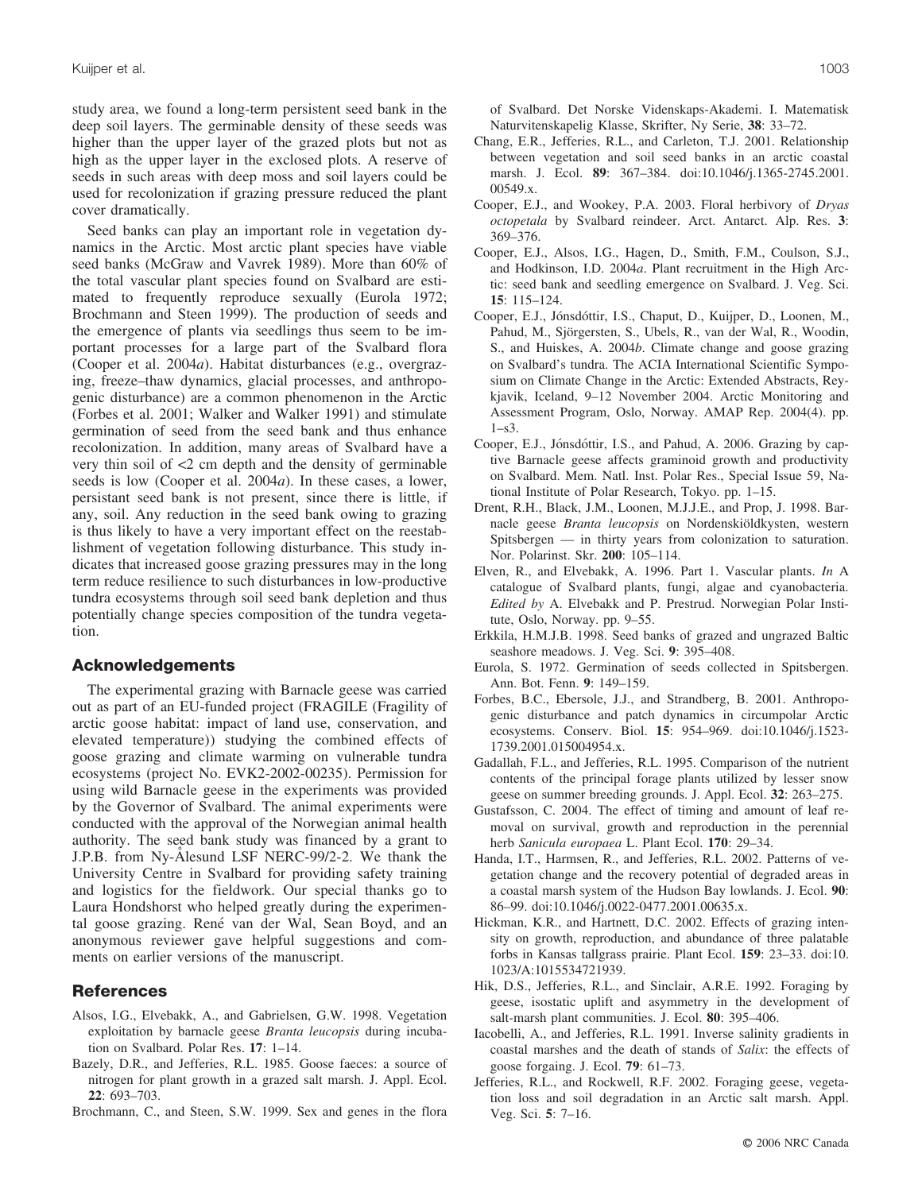study area, we found a long-term persistent seed bank in the deep soil layers. The germinable density of these seeds was higher than the upper layer of the grazed plots but not as high as the upper layer in the exclosed plots. A reserve of seeds in such areas with deep moss and soil layers could be used for recolonization if grazing pressure reduced the plant cover dramatically.

Seed banks can play an important role in vegetation dynamics in the Arctic. Most arctic plant species have viable seed banks (McGraw and Vavrek 1989). More than 60% of the total vascular plant species found on Svalbard are estimated to frequently reproduce sexually (Eurola 1972; Brochmann and Steen 1999). The production of seeds and the emergence of plants via seedlings thus seem to be important processes for a large part of the Svalbard flora (Cooper et al. 2004*a*). Habitat disturbances (e.g., overgrazing, freeze–thaw dynamics, glacial processes, and anthropogenic disturbance) are a common phenomenon in the Arctic (Forbes et al. 2001; Walker and Walker 1991) and stimulate germination of seed from the seed bank and thus enhance recolonization. In addition, many areas of Svalbard have a very thin soil of <2 cm depth and the density of germinable seeds is low (Cooper et al. 2004*a*). In these cases, a lower, persistant seed bank is not present, since there is little, if any, soil. Any reduction in the seed bank owing to grazing is thus likely to have a very important effect on the reestablishment of vegetation following disturbance. This study indicates that increased goose grazing pressures may in the long term reduce resilience to such disturbances in low-productive tundra ecosystems through soil seed bank depletion and thus potentially change species composition of the tundra vegetation.

## Acknowledgements

The experimental grazing with Barnacle geese was carried out as part of an EU-funded project (FRAGILE (Fragility of arctic goose habitat: impact of land use, conservation, and elevated temperature)) studying the combined effects of goose grazing and climate warming on vulnerable tundra ecosystems (project No. EVK2-2002-00235). Permission for using wild Barnacle geese in the experiments was provided by the Governor of Svalbard. The animal experiments were conducted with the approval of the Norwegian animal health authority. The seed bank study was financed by a grant to J.P.B. from Ny-Ålesund LSF NERC-99/2-2. We thank the University Centre in Svalbard for providing safety training and logistics for the fieldwork. Our special thanks go to Laura Hondshorst who helped greatly during the experimental goose grazing. René van der Wal, Sean Boyd, and an anonymous reviewer gave helpful suggestions and comments on earlier versions of the manuscript.

## References

Alsos, I.G., Elvebakk, A., and Gabrielsen, G.W. 1998. Vegetation exploitation by barnacle geese *Branta leucopsis* during incubation on Svalbard. Polar Res. **17**: 1–14.

Bazely, D.R., and Jefferies, R.L. 1985. Goose faeces: a source of nitrogen for plant growth in a grazed salt marsh. J. Appl. Ecol. **22**: 693–703.

Brochmann, C., and Steen, S.W. 1999. Sex and genes in the flora of Svalbard. Det Norske Videnskaps-Akademi. I. Matematisk Naturvitenskapelig Klasse, Skrifter, Ny Serie, **38**: 33–72.

Chang, E.R., Jefferies, R.L., and Carleton, T.J. 2001. Relationship between vegetation and soil seed banks in an arctic coastal marsh. J. Ecol. **89**: 367–384. doi:10.1046/j.1365-2745.2001.00549.x.

Cooper, E.J., and Wookey, P.A. 2003. Floral herbivory of *Dryas octopetala* by Svalbard reindeer. Arct. Antarct. Alp. Res. **3**: 369–376.

Cooper, E.J., Alsos, I.G., Hagen, D., Smith, F.M., Coulson, S.J., and Hodkinson, I.D. 2004*a*. Plant recruitment in the High Arctic: seed bank and seedling emergence on Svalbard. J. Veg. Sci. **15**: 115–124.

Cooper, E.J., Jónsdóttir, I.S., Chaput, D., Kuijper, D., Loonen, M., Pahud, M., Sjörgersten, S., Ubels, R., van der Wal, R., Woodin, S., and Huiskes, A. 2004*b*. Climate change and goose grazing on Svalbard's tundra. The ACIA International Scientific Symposium on Climate Change in the Arctic: Extended Abstracts, Reykjavik, Iceland, 9–12 November 2004. Arctic Monitoring and Assessment Program, Oslo, Norway. AMAP Rep. 2004(4). pp. 1–s3.

Cooper, E.J., Jónsdóttir, I.S., and Pahud, A. 2006. Grazing by captive Barnacle geese affects graminoid growth and productivity on Svalbard. Mem. Natl. Inst. Polar Res., Special Issue 59, National Institute of Polar Research, Tokyo. pp. 1–15.

Drent, R.H., Black, J.M., Loonen, M.J.J.E., and Prop, J. 1998. Barnacle geese *Branta leucopsis* on Nordenskiöldkysten, western Spitsbergen — in thirty years from colonization to saturation. Nor. Polarinst. Skr. **200**: 105–114.

Elven, R., and Elvebakk, A. 1996. Part 1. Vascular plants. *In* A catalogue of Svalbard plants, fungi, algae and cyanobacteria. *Edited by* A. Elvebakk and P. Prestrud. Norwegian Polar Institute, Oslo, Norway. pp. 9–55.

Erkkila, H.M.J.B. 1998. Seed banks of grazed and ungrazed Baltic seashore meadows. J. Veg. Sci. **9**: 395–408.

Eurola, S. 1972. Germination of seeds collected in Spitsbergen. Ann. Bot. Fenn. **9**: 149–159.

Forbes, B.C., Ebersole, J.J., and Strandberg, B. 2001. Anthropogenic disturbance and patch dynamics in circumpolar Arctic ecosystems. Conserv. Biol. **15**: 954–969. doi:10.1046/j.1523-1739.2001.015004954.x.

Gadallah, F.L., and Jefferies, R.L. 1995. Comparison of the nutrient contents of the principal forage plants utilized by lesser snow geese on summer breeding grounds. J. Appl. Ecol. **32**: 263–275.

Gustafsson, C. 2004. The effect of timing and amount of leaf removal on survival, growth and reproduction in the perennial herb *Sanicula europaea* L. Plant Ecol. **170**: 29–34.

Handa, I.T., Harmsen, R., and Jefferies, R.L. 2002. Patterns of vegetation change and the recovery potential of degraded areas in a coastal marsh system of the Hudson Bay lowlands. J. Ecol. **90**: 86–99. doi:10.1046/j.0022-0477.2001.00635.x.

Hickman, K.R., and Hartnett, D.C. 2002. Effects of grazing intensity on growth, reproduction, and abundance of three palatable forbs in Kansas tallgrass prairie. Plant Ecol. **159**: 23–33. doi:10.1023/A:1015534721939.

Hik, D.S., Jefferies, R.L., and Sinclair, A.R.E. 1992. Foraging by geese, isostatic uplift and asymmetry in the development of salt-marsh plant communities. J. Ecol. **80**: 395–406.

Iacobelli, A., and Jefferies, R.L. 1991. Inverse salinity gradients in coastal marshes and the death of stands of *Salix*: the effects of goose forgaing. J. Ecol. **79**: 61–73.

Jefferies, R.L., and Rockwell, R.F. 2002. Foraging geese, vegetation loss and soil degradation in an Arctic salt marsh. Appl. Veg. Sci. **5**: 7–16.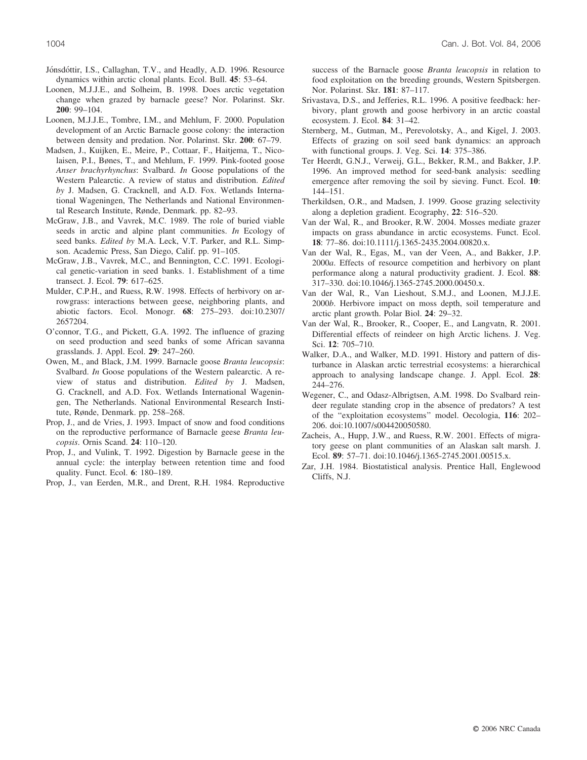Jónsdóttir, I.S., Callaghan, T.V., and Headly, A.D. 1996. Resource dynamics within arctic clonal plants. Ecol. Bull. **45**: 53–64.

Loonen, M.J.J.E., and Solheim, B. 1998. Does arctic vegetation change when grazed by barnacle geese? Nor. Polarinst. Skr. **200**: 99–104.

Loonen, M.J.J.E., Tombre, I.M., and Mehlum, F. 2000. Population development of an Arctic Barnacle goose colony: the interaction between density and predation. Nor. Polarinst. Skr. **200**: 67–79.

Madsen, J., Kuijken, E., Meire, P., Cottaar, F., Haitjema, T., Nicolaisen, P.I., Bønes, T., and Mehlum, F. 1999. Pink-footed goose *Anser brachyrhynchus*: Svalbard. *In* Goose populations of the Western Palearctic. A review of status and distribution. *Edited by* J. Madsen, G. Cracknell, and A.D. Fox. Wetlands International Wageningen, The Netherlands and National Environmental Research Institute, Rønde, Denmark. pp. 82–93.

McGraw, J.B., and Vavrek, M.C. 1989. The role of buried viable seeds in arctic and alpine plant communities. *In* Ecology of seed banks. *Edited by* M.A. Leck, V.T. Parker, and R.L. Simpson. Academic Press, San Diego, Calif. pp. 91–105.

McGraw, J.B., Vavrek, M.C., and Bennington, C.C. 1991. Ecological genetic-variation in seed banks. 1. Establishment of a time transect. J. Ecol. **79**: 617–625.

Mulder, C.P.H., and Ruess, R.W. 1998. Effects of herbivory on arrowgrass: interactions between geese, neighboring plants, and abiotic factors. Ecol. Monogr. **68**: 275–293. doi:10.2307/2657204.

O'connor, T.G., and Pickett, G.A. 1992. The influence of grazing on seed production and seed banks of some African savanna grasslands. J. Appl. Ecol. **29**: 247–260.

Owen, M., and Black, J.M. 1999. Barnacle goose *Branta leucopsis*: Svalbard. *In* Goose populations of the Western palearctic. A review of status and distribution. *Edited by* J. Madsen, G. Cracknell, and A.D. Fox. Wetlands International Wageningen, The Netherlands. National Environmental Research Institute, Rønde, Denmark. pp. 258–268.

Prop, J., and de Vries, J. 1993. Impact of snow and food conditions on the reproductive performance of Barnacle geese *Branta leucopsis*. Ornis Scand. **24**: 110–120.

Prop, J., and Vulink, T. 1992. Digestion by Barnacle geese in the annual cycle: the interplay between retention time and food quality. Funct. Ecol. **6**: 180–189.

Prop, J., van Eerden, M.R., and Drent, R.H. 1984. Reproductive success of the Barnacle goose *Branta leucopsis* in relation to food exploitation on the breeding grounds, Western Spitsbergen. Nor. Polarinst. Skr. **181**: 87–117.

Srivastava, D.S., and Jefferies, R.L. 1996. A positive feedback: herbivory, plant growth and goose herbivory in an arctic coastal ecosystem. J. Ecol. **84**: 31–42.

Sternberg, M., Gutman, M., Perevolotsky, A., and Kigel, J. 2003. Effects of grazing on soil seed bank dynamics: an approach with functional groups. J. Veg. Sci. **14**: 375–386.

Ter Heerdt, G.N.J., Verweij, G.L., Bekker, R.M., and Bakker, J.P. 1996. An improved method for seed-bank analysis: seedling emergence after removing the soil by sieving. Funct. Ecol. **10**: 144–151.

Therkildsen, O.R., and Madsen, J. 1999. Goose grazing selectivity along a depletion gradient. Ecography, **22**: 516–520.

Van der Wal, R., and Brooker, R.W. 2004. Mosses mediate grazer impacts on grass abundance in arctic ecosystems. Funct. Ecol. **18**: 77–86. doi:10.1111/j.1365-2435.2004.00820.x.

Van der Wal, R., Egas, M., van der Veen, A., and Bakker, J.P. 2000*a*. Effects of resource competition and herbivory on plant performance along a natural productivity gradient. J. Ecol. **88**: 317–330. doi:10.1046/j.1365-2745.2000.00450.x.

Van der Wal, R., Van Lieshout, S.M.J., and Loonen, M.J.J.E. 2000*b*. Herbivore impact on moss depth, soil temperature and arctic plant growth. Polar Biol. **24**: 29–32.

Van der Wal, R., Brooker, R., Cooper, E., and Langvatn, R. 2001. Differential effects of reindeer on high Arctic lichens. J. Veg. Sci. **12**: 705–710.

Walker, D.A., and Walker, M.D. 1991. History and pattern of disturbance in Alaskan arctic terrestrial ecosystems: a hierarchical approach to analysing landscape change. J. Appl. Ecol. **28**: 244–276.

Wegener, C., and Odasz-Albrigtsen, A.M. 1998. Do Svalbard reindeer regulate standing crop in the absence of predators? A test of the "exploitation ecosystems" model. Oecologia, **116**: 202–206. doi:10.1007/s004420050580.

Zacheis, A., Hupp, J.W., and Ruess, R.W. 2001. Effects of migratory geese on plant communities of an Alaskan salt marsh. J. Ecol. **89**: 57–71. doi:10.1046/j.1365-2745.2001.00515.x.

Zar, J.H. 1984. Biostatistical analysis. Prentice Hall, Englewood Cliffs, N.J.